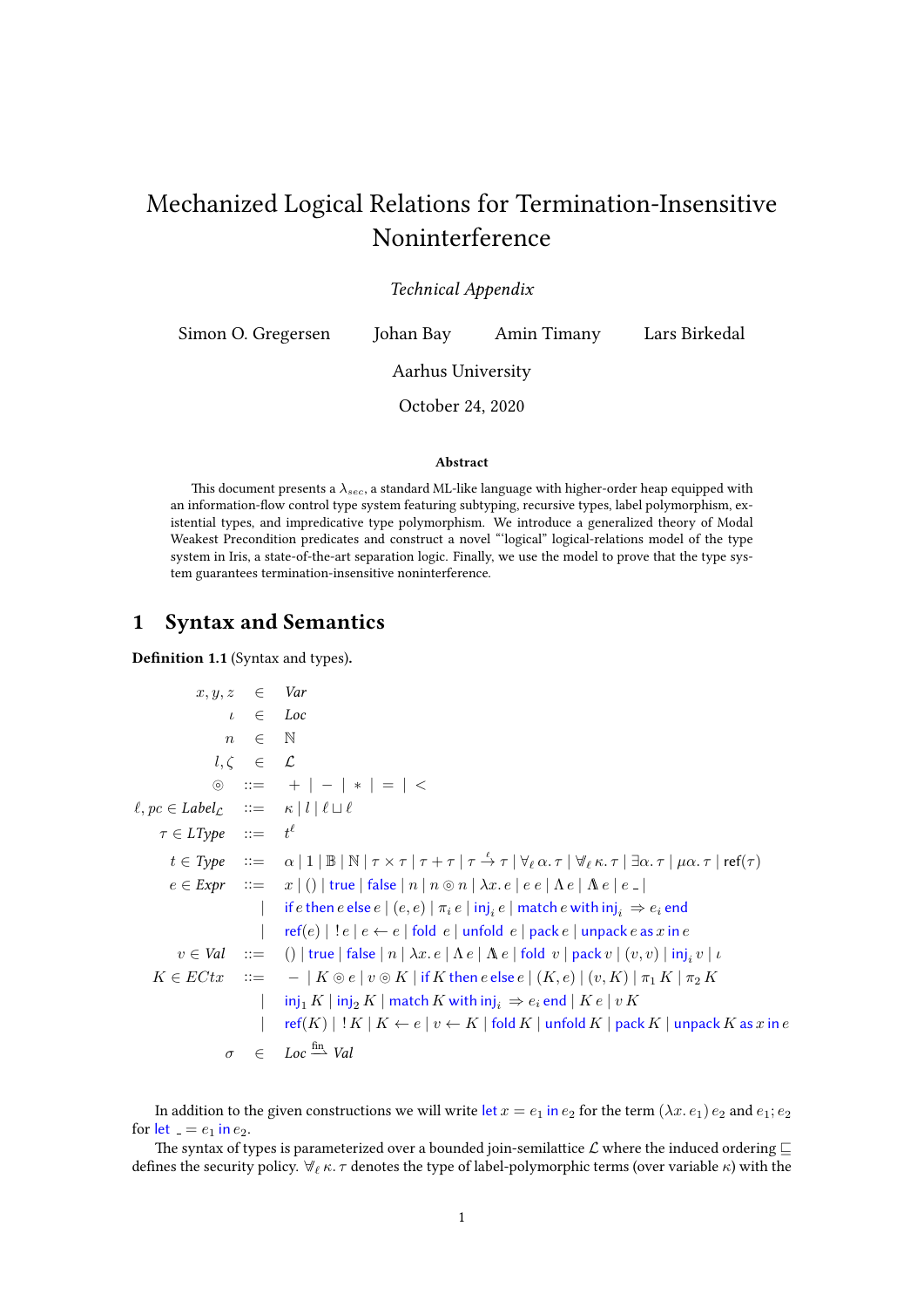# Mechanized Logical Relations for Termination-Insensitive Noninterference

*Technical Appendix*

Simon O. Gregersen   Johan Bay   Amin Timany   Lars Birkedal

Aarhus University

October 24, 2020

**Abstract**

This document presents a $\lambda_{sec}$, a standard ML-like language with higher-order heap equipped with an information-flow control type system featuring subtyping, recursive types, label polymorphism, existential types, and impredicative type polymorphism. We introduce a generalized theory of Modal Weakest Precondition predicates and construct a novel "'logical" logical-relations model of the type system in Iris, a state-of-the-art separation logic. Finally, we use the model to prove that the type system guarantees termination-insensitive noninterference.

## 1 Syntax and Semantics

**Definition 1.1** (Syntax and types).

$$
\begin{array}{rcl}
x, y, z & \in & \mathit{Var} \\
\iota & \in & \mathit{Loc} \\
n & \in & \mathbb{N} \\
l, \zeta & \in & \mathcal{L} \\
\circledcirc & ::= & + \mid - \mid * \mid = \mid < \\
\ell, pc \in \mathit{Label}_{\mathcal{L}} & ::= & \kappa \mid l \mid \ell \sqcup \ell \\
\tau \in \mathit{LType} & ::= & t^{\ell} \\
t \in \mathit{Type} & ::= & \alpha \mid 1 \mid \mathbb{B} \mid \mathbb{N} \mid \tau \times \tau \mid \tau + \tau \mid \tau \xrightarrow{\ell} \tau \mid \forall_{\ell}\, \alpha.\, \tau \mid \forall_{\ell}\, \kappa.\, \tau \mid \exists \alpha.\, \tau \mid \mu\alpha.\, \tau \mid \mathsf{ref}(\tau) \\
e \in \mathit{Expr} & ::= & x \mid () \mid \mathsf{true} \mid \mathsf{false} \mid n \mid n \circledcirc n \mid \lambda x.\, e \mid e\; e \mid \Lambda\, e \mid \mathbb{\Lambda}\, e \mid e\; \_ \mid \\
& \mid & \mathsf{if}\; e\; \mathsf{then}\; e\; \mathsf{else}\; e \mid (e, e) \mid \pi_i\, e \mid \mathsf{inj}_i\, e \mid \mathsf{match}\; e\; \mathsf{with}\; \mathsf{inj}_i \Rightarrow e_i\; \mathsf{end} \\
& \mid & \mathsf{ref}(e) \mid !\, e \mid e \leftarrow e \mid \mathsf{fold}\;\; e \mid \mathsf{unfold}\;\; e \mid \mathsf{pack}\, e \mid \mathsf{unpack}\, e\; \mathsf{as}\; x\; \mathsf{in}\; e \\
v \in \mathit{Val} & ::= & () \mid \mathsf{true} \mid \mathsf{false} \mid n \mid \lambda x.\, e \mid \Lambda\, e \mid \mathbb{\Lambda}\, e \mid \mathsf{fold}\;\; v \mid \mathsf{pack}\, v \mid (v, v) \mid \mathsf{inj}_i\, v \mid \iota \\
K \in \mathit{ECtx} & ::= & - \mid K \circledcirc e \mid v \circledcirc K \mid \mathsf{if}\; K\; \mathsf{then}\; e\; \mathsf{else}\; e \mid (K, e) \mid (v, K) \mid \pi_1\, K \mid \pi_2\, K \\
& \mid & \mathsf{inj}_1\, K \mid \mathsf{inj}_2\, K \mid \mathsf{match}\; K\; \mathsf{with}\; \mathsf{inj}_i \Rightarrow e_i\; \mathsf{end} \mid K\; e \mid v\; K \\
& \mid & \mathsf{ref}(K) \mid !\, K \mid K \leftarrow e \mid v \leftarrow K \mid \mathsf{fold}\; K \mid \mathsf{unfold}\; K \mid \mathsf{pack}\; K \mid \mathsf{unpack}\; K\; \mathsf{as}\; x\; \mathsf{in}\; e \\
\sigma & \in & \mathit{Loc} \xrightarrow{\text{fin}} \mathit{Val}
\end{array}
$$

In addition to the given constructions we will write $\mathsf{let}\; x = e_1\; \mathsf{in}\; e_2$ for the term $(\lambda x.\, e_1)\; e_2$ and $e_1; e_2$ for $\mathsf{let}\; \_ = e_1\; \mathsf{in}\; e_2$.

The syntax of types is parameterized over a bounded join-semilattice $\mathcal{L}$ where the induced ordering $\sqsubseteq$ defines the security policy. $\forall_{\ell}\, \kappa.\, \tau$ denotes the type of label-polymorphic terms (over variable $\kappa$) with the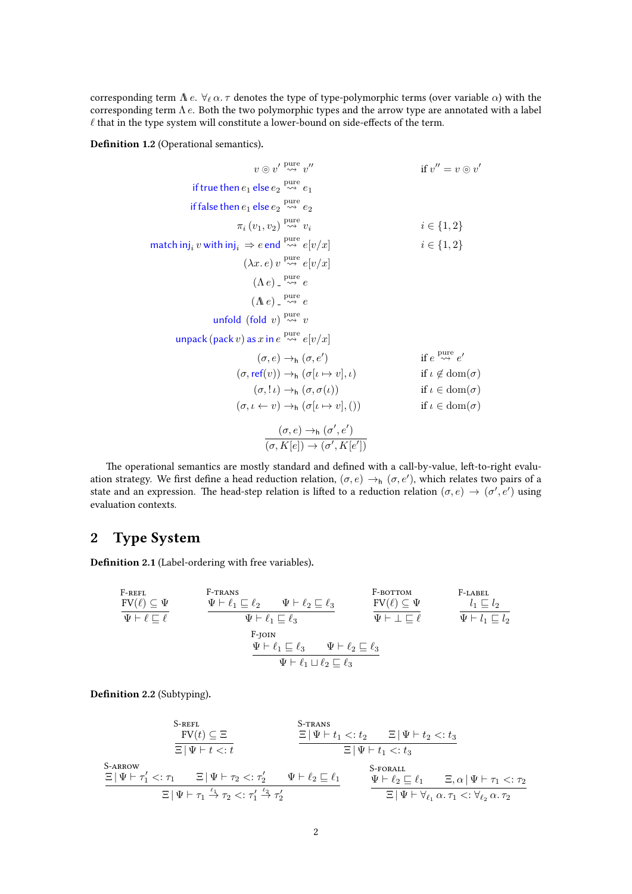corresponding term $\Lambda\!\!\!\Lambda\, e$. $\forall_\ell\, \alpha.\, \tau$ denotes the type of type-polymorphic terms (over variable $\alpha$) with the corresponding term $\Lambda\, e$. Both the two polymorphic types and the arrow type are annotated with a label $\ell$ that in the type system will constitute a lower-bound on side-effects of the term.

**Definition 1.2** (Operational semantics).

$$
\begin{array}{rcll}
v \circledcirc v' & \overset{\text{pure}}{\rightsquigarrow} & v'' & \text{if } v'' = v \circledcirc v' \\
\textsf{if true then } e_1 \textsf{ else } e_2 & \overset{\text{pure}}{\rightsquigarrow} & e_1 & \\
\textsf{if false then } e_1 \textsf{ else } e_2 & \overset{\text{pure}}{\rightsquigarrow} & e_2 & \\
\pi_i\,(v_1, v_2) & \overset{\text{pure}}{\rightsquigarrow} & v_i & i \in \{1, 2\} \\
\textsf{match inj}_i\, v \textsf{ with inj}_i \Rightarrow e \textsf{ end} & \overset{\text{pure}}{\rightsquigarrow} & e[v/x] & i \in \{1, 2\} \\
(\lambda x.\, e)\, v & \overset{\text{pure}}{\rightsquigarrow} & e[v/x] & \\
(\Lambda\, e)\, \_ & \overset{\text{pure}}{\rightsquigarrow} & e & \\
(\Lambda\!\!\!\Lambda\, e)\, \_ & \overset{\text{pure}}{\rightsquigarrow} & e & \\
\textsf{unfold } (\textsf{fold } v) & \overset{\text{pure}}{\rightsquigarrow} & v & \\
\textsf{unpack}\,(\textsf{pack}\, v) \textsf{ as } x \textsf{ in } e & \overset{\text{pure}}{\rightsquigarrow} & e[v/x] & \\
(\sigma, e) & \to_{\mathsf{h}} & (\sigma, e') & \text{if } e \overset{\text{pure}}{\rightsquigarrow} e' \\
(\sigma, \textsf{ref}(v)) & \to_{\mathsf{h}} & (\sigma[\iota \mapsto v], \iota) & \text{if } \iota \notin \text{dom}(\sigma) \\
(\sigma, !\,\iota) & \to_{\mathsf{h}} & (\sigma, \sigma(\iota)) & \text{if } \iota \in \text{dom}(\sigma) \\
(\sigma, \iota \leftarrow v) & \to_{\mathsf{h}} & (\sigma[\iota \mapsto v], ()) & \text{if } \iota \in \text{dom}(\sigma)
\end{array}
$$

$$
\frac{(\sigma, e) \to_{\mathsf{h}} (\sigma', e')}{(\sigma, K[e]) \to (\sigma', K[e'])}
$$

The operational semantics are mostly standard and defined with a call-by-value, left-to-right evaluation strategy. We first define a head reduction relation, $(\sigma, e) \to_{\mathsf{h}} (\sigma, e')$, which relates two pairs of a state and an expression. The head-step relation is lifted to a reduction relation $(\sigma, e) \to (\sigma', e')$ using evaluation contexts.

## 2 Type System

**Definition 2.1** (Label-ordering with free variables).

$$
\text{F-REFL}\ \frac{\text{FV}(\ell) \subseteq \Psi}{\Psi \vdash \ell \sqsubseteq \ell}
\qquad
\text{F-TRANS}\ \frac{\Psi \vdash \ell_1 \sqsubseteq \ell_2 \qquad \Psi \vdash \ell_2 \sqsubseteq \ell_3}{\Psi \vdash \ell_1 \sqsubseteq \ell_3}
\qquad
\text{F-BOTTOM}\ \frac{\text{FV}(\ell) \subseteq \Psi}{\Psi \vdash \bot \sqsubseteq \ell}
\qquad
\text{F-LABEL}\ \frac{l_1 \sqsubseteq l_2}{\Psi \vdash l_1 \sqsubseteq l_2}
$$

$$
\text{F-JOIN}\ \frac{\Psi \vdash \ell_1 \sqsubseteq \ell_3 \qquad \Psi \vdash \ell_2 \sqsubseteq \ell_3}{\Psi \vdash \ell_1 \sqcup \ell_2 \sqsubseteq \ell_3}
$$

**Definition 2.2** (Subtyping).

$$
\text{S-REFL}\ \frac{\text{FV}(t) \subseteq \Xi}{\Xi \mid \Psi \vdash t <: t}
\qquad
\text{S-TRANS}\ \frac{\Xi \mid \Psi \vdash t_1 <: t_2 \qquad \Xi \mid \Psi \vdash t_2 <: t_3}{\Xi \mid \Psi \vdash t_1 <: t_3}
$$

$$
\text{S-ARROW}\ \frac{\Xi \mid \Psi \vdash \tau_1' <: \tau_1 \qquad \Xi \mid \Psi \vdash \tau_2 <: \tau_2' \qquad \Psi \vdash \ell_2 \sqsubseteq \ell_1}{\Xi \mid \Psi \vdash \tau_1 \xrightarrow{\ell_1} \tau_2 <: \tau_1' \xrightarrow{\ell_2} \tau_2'}
\qquad
\text{S-FORALL}\ \frac{\Psi \vdash \ell_2 \sqsubseteq \ell_1 \qquad \Xi, \alpha \mid \Psi \vdash \tau_1 <: \tau_2}{\Xi \mid \Psi \vdash \forall_{\ell_1}\, \alpha.\, \tau_1 <: \forall_{\ell_2}\, \alpha.\, \tau_2}
$$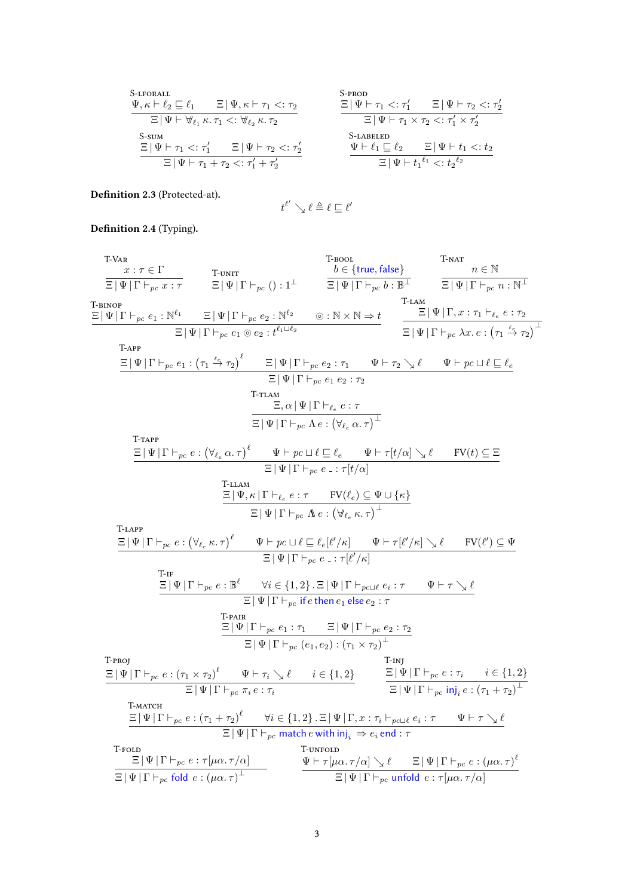$$\textsc{S-lforall}\quad \frac{\Psi, \kappa \vdash \ell_2 \sqsubseteq \ell_1 \qquad \Xi \,|\, \Psi, \kappa \vdash \tau_1 <: \tau_2}{\Xi \,|\, \Psi \vdash \forall_{\ell_1} \kappa .\, \tau_1 <: \forall_{\ell_2} \kappa .\, \tau_2}$$

$$\textsc{S-prod}\quad \frac{\Xi \,|\, \Psi \vdash \tau_1 <: \tau_1' \qquad \Xi \,|\, \Psi \vdash \tau_2 <: \tau_2'}{\Xi \,|\, \Psi \vdash \tau_1 \times \tau_2 <: \tau_1' \times \tau_2'}$$

$$\textsc{S-sum}\quad \frac{\Xi \,|\, \Psi \vdash \tau_1 <: \tau_1' \qquad \Xi \,|\, \Psi \vdash \tau_2 <: \tau_2'}{\Xi \,|\, \Psi \vdash \tau_1 + \tau_2 <: \tau_1' + \tau_2'}$$

$$\textsc{S-labeled}\quad \frac{\Psi \vdash \ell_1 \sqsubseteq \ell_2 \qquad \Xi \,|\, \Psi \vdash t_1 <: t_2}{\Xi \,|\, \Psi \vdash {t_1}^{\ell_1} <: {t_2}^{\ell_2}}$$

**Definition 2.3** (Protected-at).

$$t^{\ell'} \searrow \ell \triangleq \ell \sqsubseteq \ell'$$

**Definition 2.4** (Typing).

$$\textsc{T-Var}\quad \frac{x : \tau \in \Gamma}{\Xi \,|\, \Psi \,|\, \Gamma \vdash_{pc} x : \tau}$$

$$\textsc{T-unit}\quad \Xi \,|\, \Psi \,|\, \Gamma \vdash_{pc} () : 1^{\perp}$$

$$\textsc{T-bool}\quad \frac{b \in \{\mathsf{true}, \mathsf{false}\}}{\Xi \,|\, \Psi \,|\, \Gamma \vdash_{pc} b : \mathbb{B}^{\perp}}$$

$$\textsc{T-nat}\quad \frac{n \in \mathbb{N}}{\Xi \,|\, \Psi \,|\, \Gamma \vdash_{pc} n : \mathbb{N}^{\perp}}$$

$$\textsc{T-binop}\quad \frac{\Xi \,|\, \Psi \,|\, \Gamma \vdash_{pc} e_1 : \mathbb{N}^{\ell_1} \qquad \Xi \,|\, \Psi \,|\, \Gamma \vdash_{pc} e_2 : \mathbb{N}^{\ell_2} \qquad \circledcirc : \mathbb{N} \times \mathbb{N} \Rightarrow t}{\Xi \,|\, \Psi \,|\, \Gamma \vdash_{pc} e_1 \circledcirc e_2 : t^{\ell_1 \sqcup \ell_2}}$$

$$\textsc{T-lam}\quad \frac{\Xi \,|\, \Psi \,|\, \Gamma, x : \tau_1 \vdash_{\ell_e} e : \tau_2}{\Xi \,|\, \Psi \,|\, \Gamma \vdash_{pc} \lambda x .\, e : \left(\tau_1 \xrightarrow{\ell_e} \tau_2\right)^{\perp}}$$

$$\textsc{T-app}\quad \frac{\Xi \,|\, \Psi \,|\, \Gamma \vdash_{pc} e_1 : \left(\tau_1 \xrightarrow{\ell_e} \tau_2\right)^{\ell} \qquad \Xi \,|\, \Psi \,|\, \Gamma \vdash_{pc} e_2 : \tau_1 \qquad \Psi \vdash \tau_2 \searrow \ell \qquad \Psi \vdash pc \sqcup \ell \sqsubseteq \ell_e}{\Xi \,|\, \Psi \,|\, \Gamma \vdash_{pc} e_1 \; e_2 : \tau_2}$$

$$\textsc{T-tlam}\quad \frac{\Xi, \alpha \,|\, \Psi \,|\, \Gamma \vdash_{\ell_e} e : \tau}{\Xi \,|\, \Psi \,|\, \Gamma \vdash_{pc} \Lambda \, e : \left(\forall_{\ell_e} \alpha .\, \tau\right)^{\perp}}$$

$$\textsc{T-tapp}\quad \frac{\Xi \,|\, \Psi \,|\, \Gamma \vdash_{pc} e : \left(\forall_{\ell_e} \alpha .\, \tau\right)^{\ell} \qquad \Psi \vdash pc \sqcup \ell \sqsubseteq \ell_e \qquad \Psi \vdash \tau[t/\alpha] \searrow \ell \qquad \mathrm{FV}(t) \subseteq \Xi}{\Xi \,|\, \Psi \,|\, \Gamma \vdash_{pc} e \;\_ : \tau[t/\alpha]}$$

$$\textsc{T-llam}\quad \frac{\Xi \,|\, \Psi, \kappa \,|\, \Gamma \vdash_{\ell_e} e : \tau \qquad \mathrm{FV}(\ell_e) \subseteq \Psi \cup \{\kappa\}}{\Xi \,|\, \Psi \,|\, \Gamma \vdash_{pc} \Lambda\!\!\!\Lambda \, e : \left(\forall_{\ell_e} \kappa .\, \tau\right)^{\perp}}$$

$$\textsc{T-lapp}\quad \frac{\Xi \,|\, \Psi \,|\, \Gamma \vdash_{pc} e : \left(\forall_{\ell_e} \kappa .\, \tau\right)^{\ell} \qquad \Psi \vdash pc \sqcup \ell \sqsubseteq \ell_e[\ell'/\kappa] \qquad \Psi \vdash \tau[\ell'/\kappa] \searrow \ell \qquad \mathrm{FV}(\ell') \subseteq \Psi}{\Xi \,|\, \Psi \,|\, \Gamma \vdash_{pc} e \;\_ : \tau[\ell'/\kappa]}$$

$$\textsc{T-if}\quad \frac{\Xi \,|\, \Psi \,|\, \Gamma \vdash_{pc} e : \mathbb{B}^{\ell} \qquad \forall i \in \{1,2\} \,.\, \Xi \,|\, \Psi \,|\, \Gamma \vdash_{pc \sqcup \ell} e_i : \tau \qquad \Psi \vdash \tau \searrow \ell}{\Xi \,|\, \Psi \,|\, \Gamma \vdash_{pc} \mathsf{if}\, e \,\mathsf{then}\, e_1 \,\mathsf{else}\, e_2 : \tau}$$

$$\textsc{T-pair}\quad \frac{\Xi \,|\, \Psi \,|\, \Gamma \vdash_{pc} e_1 : \tau_1 \qquad \Xi \,|\, \Psi \,|\, \Gamma \vdash_{pc} e_2 : \tau_2}{\Xi \,|\, \Psi \,|\, \Gamma \vdash_{pc} (e_1, e_2) : (\tau_1 \times \tau_2)^{\perp}}$$

$$\textsc{T-proj}\quad \frac{\Xi \,|\, \Psi \,|\, \Gamma \vdash_{pc} e : (\tau_1 \times \tau_2)^{\ell} \qquad \Psi \vdash \tau_i \searrow \ell \qquad i \in \{1,2\}}{\Xi \,|\, \Psi \,|\, \Gamma \vdash_{pc} \pi_i \, e : \tau_i}$$

$$\textsc{T-inj}\quad \frac{\Xi \,|\, \Psi \,|\, \Gamma \vdash_{pc} e : \tau_i \qquad i \in \{1,2\}}{\Xi \,|\, \Psi \,|\, \Gamma \vdash_{pc} \mathsf{inj}_i \, e : (\tau_1 + \tau_2)^{\perp}}$$

$$\textsc{T-match}\quad \frac{\Xi \,|\, \Psi \,|\, \Gamma \vdash_{pc} e : (\tau_1 + \tau_2)^{\ell} \qquad \forall i \in \{1,2\} \,.\, \Xi \,|\, \Psi \,|\, \Gamma, x : \tau_i \vdash_{pc \sqcup \ell} e_i : \tau \qquad \Psi \vdash \tau \searrow \ell}{\Xi \,|\, \Psi \,|\, \Gamma \vdash_{pc} \mathsf{match}\, e \,\mathsf{with}\, \mathsf{inj}_i \Rightarrow e_i \,\mathsf{end} : \tau}$$

$$\textsc{T-fold}\quad \frac{\Xi \,|\, \Psi \,|\, \Gamma \vdash_{pc} e : \tau[\mu\alpha .\, \tau / \alpha]}{\Xi \,|\, \Psi \,|\, \Gamma \vdash_{pc} \mathsf{fold} \; e : (\mu\alpha .\, \tau)^{\perp}}$$

$$\textsc{T-unfold}\quad \frac{\Psi \vdash \tau[\mu\alpha .\, \tau / \alpha] \searrow \ell \qquad \Xi \,|\, \Psi \,|\, \Gamma \vdash_{pc} e : (\mu\alpha .\, \tau)^{\ell}}{\Xi \,|\, \Psi \,|\, \Gamma \vdash_{pc} \mathsf{unfold} \; e : \tau[\mu\alpha .\, \tau / \alpha]}$$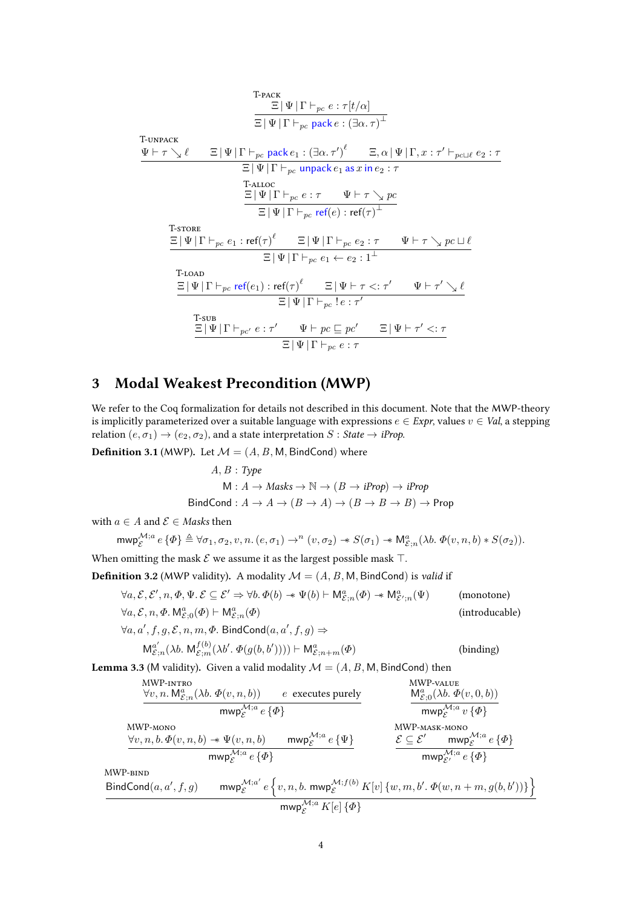$$\frac{\Xi \mid \Psi \mid \Gamma \vdash_{pc} e : \tau[t/\alpha]}{\Xi \mid \Psi \mid \Gamma \vdash_{pc} \textsf{pack}\, e : (\exists \alpha.\, \tau)^{\bot}} \quad \textsc{T-pack}$$

$$\frac{\Psi \vdash \tau \searrow \ell \qquad \Xi \mid \Psi \mid \Gamma \vdash_{pc} \textsf{pack}\, e_1 : (\exists \alpha.\, \tau')^{\ell} \qquad \Xi, \alpha \mid \Psi \mid \Gamma, x : \tau' \vdash_{pc \sqcup \ell} e_2 : \tau}{\Xi \mid \Psi \mid \Gamma \vdash_{pc} \textsf{unpack}\, e_1 \,\textsf{as}\, x \,\textsf{in}\, e_2 : \tau} \quad \textsc{T-unpack}$$

$$\frac{\Xi \mid \Psi \mid \Gamma \vdash_{pc} e : \tau \qquad \Psi \vdash \tau \searrow pc}{\Xi \mid \Psi \mid \Gamma \vdash_{pc} \textsf{ref}(e) : \textsf{ref}(\tau)^{\bot}} \quad \textsc{T-alloc}$$

$$\frac{\Xi \mid \Psi \mid \Gamma \vdash_{pc} e_1 : \textsf{ref}(\tau)^{\ell} \qquad \Xi \mid \Psi \mid \Gamma \vdash_{pc} e_2 : \tau \qquad \Psi \vdash \tau \searrow pc \sqcup \ell}{\Xi \mid \Psi \mid \Gamma \vdash_{pc} e_1 \leftarrow e_2 : 1^{\bot}} \quad \textsc{T-store}$$

$$\frac{\Xi \mid \Gamma \vdash_{pc} \textsf{ref}(e_1) : \textsf{ref}(\tau)^{\ell} \qquad \Xi \mid \Psi \vdash \tau <: \tau' \qquad \Psi \vdash \tau' \searrow \ell}{\Xi \mid \Psi \mid \Gamma \vdash_{pc} !\, e : \tau'} \quad \textsc{T-load}$$

$$\frac{\Xi \mid \Psi \mid \Gamma \vdash_{pc'} e : \tau' \qquad \Psi \vdash pc \sqsubseteq pc' \qquad \Xi \mid \Psi \vdash \tau' <: \tau}{\Xi \mid \Psi \mid \Gamma \vdash_{pc} e : \tau} \quad \textsc{T-sub}$$

## 3 Modal Weakest Precondition (MWP)

We refer to the Coq formalization for details not described in this document. Note that the MWP-theory is implicitly parameterized over a suitable language with expressions $e \in \mathit{Expr}$, values $v \in \mathit{Val}$, a stepping relation $(e, \sigma_1) \to (e_2, \sigma_2)$, and a state interpretation $S : \mathit{State} \to \mathit{iProp}$.

**Definition 3.1** (MWP). Let $\mathcal{M} = (A, B, \mathsf{M}, \mathsf{BindCond})$ where

$$A, B : \mathit{Type}$$
$$\mathsf{M} : A \to \mathit{Masks} \to \mathbb{N} \to (B \to \mathit{iProp}) \to \mathit{iProp}$$
$$\mathsf{BindCond} : A \to A \to (B \to A) \to (B \to B \to B) \to \mathsf{Prop}$$

with $a \in A$ and $\mathcal{E} \in \mathit{Masks}$ then

$$\mathsf{mwp}^{\mathcal{M};a}_{\mathcal{E}}\, e\, \{\Phi\} \triangleq \forall \sigma_1, \sigma_2, v, n.\, (e, \sigma_1) \to^n (v, \sigma_2) \twoheadrightarrow S(\sigma_1) \twoheadrightarrow \mathsf{M}^a_{\mathcal{E};n}(\lambda b.\, \Phi(v, n, b) * S(\sigma_2)).$$

When omitting the mask $\mathcal{E}$ we assume it as the largest possible mask $\top$.

**Definition 3.2** (MWP validity). A modality $\mathcal{M} = (A, B, \mathsf{M}, \mathsf{BindCond})$ is *valid* if

$$\forall a, \mathcal{E}, \mathcal{E}', n, \Phi, \Psi.\, \mathcal{E} \subseteq \mathcal{E}' \Rightarrow \forall b.\, \Phi(b) \twoheadrightarrow \Psi(b) \vdash \mathsf{M}^a_{\mathcal{E};n}(\Phi) \twoheadrightarrow \mathsf{M}^a_{\mathcal{E}';n}(\Psi) \qquad \text{(monotone)}$$

$$\forall a, \mathcal{E}, n, \Phi.\, \mathsf{M}^a_{\mathcal{E};0}(\Phi) \vdash \mathsf{M}^a_{\mathcal{E};n}(\Phi) \qquad \text{(introducable)}$$

$$\forall a, a', f, g, \mathcal{E}, n, m, \Phi.\, \mathsf{BindCond}(a, a', f, g) \Rightarrow$$
$$\mathsf{M}^{a'}_{\mathcal{E};n}(\lambda b.\, \mathsf{M}^{f(b)}_{\mathcal{E};m}(\lambda b'.\, \Phi(g(b, b')))) \vdash \mathsf{M}^a_{\mathcal{E};n+m}(\Phi) \qquad \text{(binding)}$$

**Lemma 3.3** (M validity). Given a valid modality $\mathcal{M} = (A, B, \mathsf{M}, \mathsf{BindCond})$ then

$$\frac{\forall v, n.\, \mathsf{M}^a_{\mathcal{E};n}(\lambda b.\, \Phi(v, n, b)) \qquad e \text{ executes purely}}{\mathsf{mwp}^{\mathcal{M};a}_{\mathcal{E}}\, e\, \{\Phi\}} \quad \textsc{MWP-intro}$$

$$\frac{\mathsf{M}^a_{\mathcal{E};0}(\lambda b.\, \Phi(v, 0, b))}{\mathsf{mwp}^{\mathcal{M};a}_{\mathcal{E}}\, v\, \{\Phi\}} \quad \textsc{MWP-value}$$

$$\frac{\forall v, n, b.\, \Phi(v, n, b) \twoheadrightarrow \Psi(v, n, b) \qquad \mathsf{mwp}^{\mathcal{M};a}_{\mathcal{E}}\, e\, \{\Psi\}}{\mathsf{mwp}^{\mathcal{M};a}_{\mathcal{E}}\, e\, \{\Phi\}} \quad \textsc{MWP-mono}$$

$$\frac{\mathcal{E} \subseteq \mathcal{E}' \qquad \mathsf{mwp}^{\mathcal{M};a}_{\mathcal{E}}\, e\, \{\Phi\}}{\mathsf{mwp}^{\mathcal{M};a}_{\mathcal{E}'}\, e\, \{\Phi\}} \quad \textsc{MWP-mask-mono}$$

$$\frac{\mathsf{BindCond}(a, a', f, g) \qquad \mathsf{mwp}^{\mathcal{M};a'}_{\mathcal{E}}\, e\, \left\{v, n, b.\, \mathsf{mwp}^{\mathcal{M};f(b)}_{\mathcal{E}}\, K[v]\, \{w, m, b'.\, \Phi(w, n+m, g(b, b'))\}\right\}}{\mathsf{mwp}^{\mathcal{M};a}_{\mathcal{E}}\, K[e]\, \{\Phi\}} \quad \textsc{MWP-bind}$$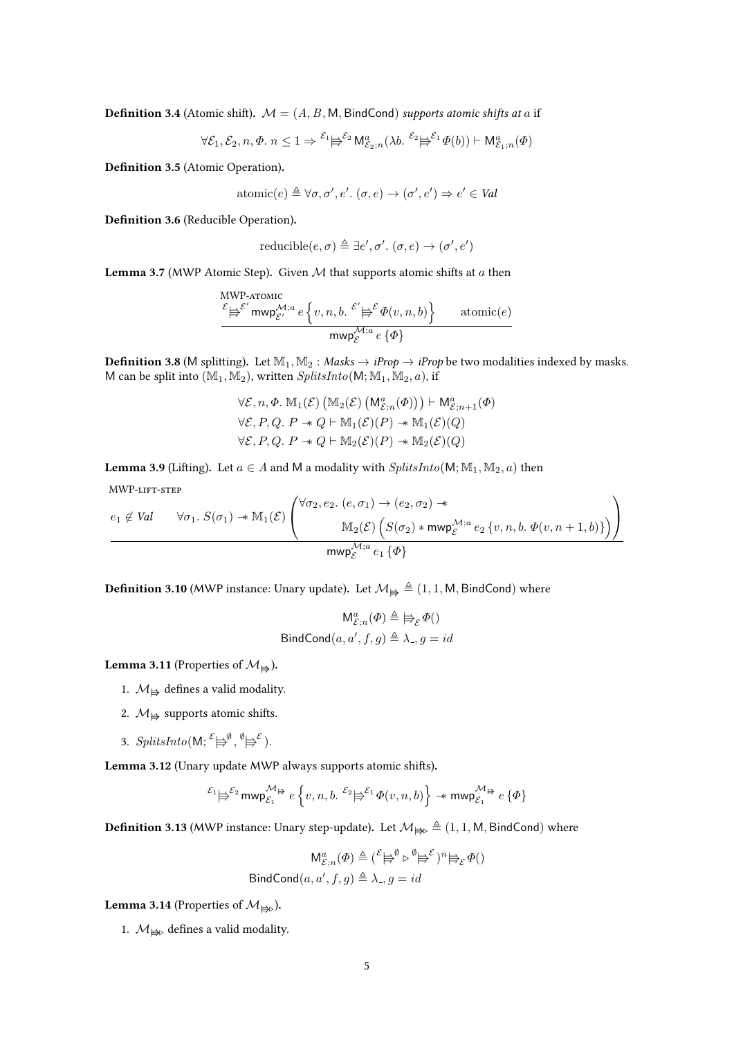**Definition 3.4** (Atomic shift). $\mathcal{M} = (A, B, \mathsf{M}, \mathsf{BindCond})$ *supports atomic shifts at* $a$ if

$$\forall \mathcal{E}_1, \mathcal{E}_2, n, \Phi.\ n \leq 1 \Rightarrow {}^{\mathcal{E}_1}{\Rrightarrow}^{\mathcal{E}_2} \mathsf{M}^a_{\mathcal{E}_2;n}(\lambda b.\ {}^{\mathcal{E}_2}{\Rrightarrow}^{\mathcal{E}_1} \Phi(b)) \vdash \mathsf{M}^a_{\mathcal{E}_1;n}(\Phi)$$

**Definition 3.5** (Atomic Operation).

$$\text{atomic}(e) \triangleq \forall \sigma, \sigma', e'.\ (\sigma, e) \rightarrow (\sigma', e') \Rightarrow e' \in \mathit{Val}$$

**Definition 3.6** (Reducible Operation).

$$\text{reducible}(e, \sigma) \triangleq \exists e', \sigma'.\ (\sigma, e) \rightarrow (\sigma', e')$$

**Lemma 3.7** (MWP Atomic Step). Given $\mathcal{M}$ that supports atomic shifts at $a$ then

$$\textsc{MWP-atomic}\quad \frac{{}^{\mathcal{E}}{\Rrightarrow}^{\mathcal{E}'} \mathsf{mwp}^{\mathcal{M};a}_{\mathcal{E}'}\ e \left\{ v, n, b.\ {}^{\mathcal{E}'}{\Rrightarrow}^{\mathcal{E}} \Phi(v, n, b) \right\} \qquad \text{atomic}(e)}{\mathsf{mwp}^{\mathcal{M};a}_{\mathcal{E}}\ e\ \{\Phi\}}$$

**Definition 3.8** ($\mathsf{M}$ splitting). Let $\mathbb{M}_1, \mathbb{M}_2 : \mathit{Masks} \rightarrow \mathit{iProp} \rightarrow \mathit{iProp}$ be two modalities indexed by masks. $\mathsf{M}$ can be split into $(\mathbb{M}_1, \mathbb{M}_2)$, written $\mathit{SplitsInto}(\mathsf{M}; \mathbb{M}_1, \mathbb{M}_2, a)$, if

$$\begin{aligned}
&\forall \mathcal{E}, n, \Phi.\ \mathbb{M}_1(\mathcal{E}) \left( \mathbb{M}_2(\mathcal{E}) \left( \mathsf{M}^a_{\mathcal{E};n}(\Phi) \right) \right) \vdash \mathsf{M}^a_{\mathcal{E};n+1}(\Phi) \\
&\forall \mathcal{E}, P, Q.\ P \twoheadrightarrow Q \vdash \mathbb{M}_1(\mathcal{E})(P) \twoheadrightarrow \mathbb{M}_1(\mathcal{E})(Q) \\
&\forall \mathcal{E}, P, Q.\ P \twoheadrightarrow Q \vdash \mathbb{M}_2(\mathcal{E})(P) \twoheadrightarrow \mathbb{M}_2(\mathcal{E})(Q)
\end{aligned}$$

**Lemma 3.9** (Lifting). Let $a \in A$ and $\mathsf{M}$ a modality with $\mathit{SplitsInto}(\mathsf{M}; \mathbb{M}_1, \mathbb{M}_2, a)$ then

$$\textsc{MWP-lift-step}\quad \frac{e_1 \notin \mathit{Val} \qquad \forall \sigma_1.\ S(\sigma_1) \twoheadrightarrow \mathbb{M}_1(\mathcal{E}) \begin{pmatrix} \forall \sigma_2, e_2.\ (e, \sigma_1) \rightarrow (e_2, \sigma_2) \twoheadrightarrow \\ \qquad \mathbb{M}_2(\mathcal{E}) \left( S(\sigma_2) * \mathsf{mwp}^{\mathcal{M};a}_{\mathcal{E}}\ e_2\ \{v, n, b.\ \Phi(v, n+1, b)\} \right) \end{pmatrix}}{\mathsf{mwp}^{\mathcal{M};a}_{\mathcal{E}}\ e_1\ \{\Phi\}}$$

**Definition 3.10** (MWP instance: Unary update). Let $\mathcal{M}_{\Rrightarrow} \triangleq (1, 1, \mathsf{M}, \mathsf{BindCond})$ where

$$\begin{aligned}
\mathsf{M}^a_{\mathcal{E};n}(\Phi) &\triangleq {\Rrightarrow}_{\mathcal{E}} \Phi() \\
\mathsf{BindCond}(a, a', f, g) &\triangleq \lambda\_, g = id
\end{aligned}$$

**Lemma 3.11** (Properties of $\mathcal{M}_{\Rrightarrow}$).

1. $\mathcal{M}_{\Rrightarrow}$ defines a valid modality.
2. $\mathcal{M}_{\Rrightarrow}$ supports atomic shifts.
3. $\mathit{SplitsInto}(\mathsf{M}; {}^{\mathcal{E}}{\Rrightarrow}^{\emptyset}, {}^{\emptyset}{\Rrightarrow}^{\mathcal{E}})$.

**Lemma 3.12** (Unary update MWP always supports atomic shifts).

$${}^{\mathcal{E}_1}{\Rrightarrow}^{\mathcal{E}_2} \mathsf{mwp}^{\mathcal{M}_{\Rrightarrow}}_{\mathcal{E}_1}\ e \left\{ v, n, b.\ {}^{\mathcal{E}_2}{\Rrightarrow}^{\mathcal{E}_1} \Phi(v, n, b) \right\} \twoheadrightarrow \mathsf{mwp}^{\mathcal{M}_{\Rrightarrow}}_{\mathcal{E}_1}\ e\ \{\Phi\}$$

**Definition 3.13** (MWP instance: Unary step-update). Let $\mathcal{M}_{\Rrightarrow\triangleright} \triangleq (1, 1, \mathsf{M}, \mathsf{BindCond})$ where

$$\begin{aligned}
\mathsf{M}^a_{\mathcal{E};n}(\Phi) &\triangleq ({}^{\mathcal{E}}{\Rrightarrow}^{\emptyset} \triangleright {}^{\emptyset}{\Rrightarrow}^{\mathcal{E}})^n {\Rrightarrow}_{\mathcal{E}} \Phi() \\
\mathsf{BindCond}(a, a', f, g) &\triangleq \lambda\_, g = id
\end{aligned}$$

**Lemma 3.14** (Properties of $\mathcal{M}_{\Rrightarrow\triangleright}$).

1. $\mathcal{M}_{\Rrightarrow\triangleright}$ defines a valid modality.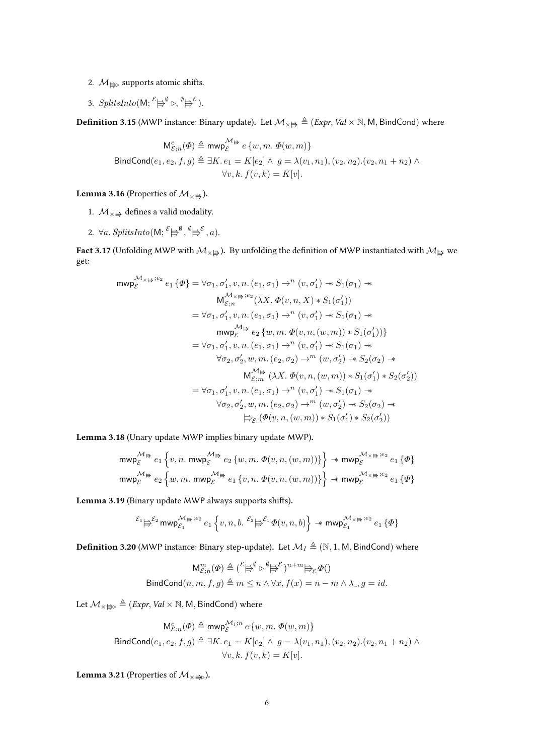2. $\mathcal{M}_{\Rrightarrow\triangleright}$ supports atomic shifts.

3. $\mathit{SplitsInto}(\mathsf{M}; {}^{\mathcal{E}}{\Rrightarrow}^{\emptyset} \triangleright, {}^{\emptyset}{\Rrightarrow}^{\mathcal{E}})$.

**Definition 3.15** (MWP instance: Binary update)**.** Let $\mathcal{M}_{\times\Rrightarrow} \triangleq (\mathit{Expr}, \mathit{Val} \times \mathbb{N}, \mathsf{M}, \mathsf{BindCond})$ where

$$
\begin{aligned}
\mathsf{M}^{e}_{\mathcal{E};n}(\Phi) &\triangleq \mathsf{mwp}^{\mathcal{M}_{\Rrightarrow}}_{\mathcal{E}}\, e\, \{w, m.\, \Phi(w, m)\} \\
\mathsf{BindCond}(e_1, e_2, f, g) &\triangleq \exists K.\, e_1 = K[e_2] \wedge\ g = \lambda(v_1, n_1), (v_2, n_2).(v_2, n_1 + n_2) \wedge \\
&\qquad \forall v, k.\, f(v, k) = K[v].
\end{aligned}
$$

**Lemma 3.16** (Properties of $\mathcal{M}_{\times\Rrightarrow}$)**.**

1. $\mathcal{M}_{\times\Rrightarrow}$ defines a valid modality.

2. $\forall a.\, \mathit{SplitsInto}(\mathsf{M}; {}^{\mathcal{E}}{\Rrightarrow}^{\emptyset}, {}^{\emptyset}{\Rrightarrow}^{\mathcal{E}}, a)$.

**Fact 3.17** (Unfolding MWP with $\mathcal{M}_{\times\Rrightarrow}$)**.** By unfolding the definition of MWP instantiated with $\mathcal{M}_{\Rrightarrow}$ we get:

$$
\begin{aligned}
\mathsf{mwp}^{\mathcal{M}_{\times\Rrightarrow};e_2}_{\mathcal{E}}\, e_1\, \{\Phi\} &= \forall \sigma_1, \sigma_1', v, n.\, (e_1, \sigma_1) \to^{n} (v, \sigma_1') \twoheadrightarrow S_1(\sigma_1) \twoheadrightarrow \\
&\qquad \mathsf{M}^{\mathcal{M}_{\times\Rrightarrow};e_2}_{\mathcal{E};n}(\lambda X.\, \Phi(v, n, X) * S_1(\sigma_1')) \\
&= \forall \sigma_1, \sigma_1', v, n.\, (e_1, \sigma_1) \to^{n} (v, \sigma_1') \twoheadrightarrow S_1(\sigma_1) \twoheadrightarrow \\
&\qquad \mathsf{mwp}^{\mathcal{M}_{\Rrightarrow}}_{\mathcal{E}}\, e_2\, \{w, m.\, \Phi(v, n, (w, m)) * S_1(\sigma_1'))\} \\
&= \forall \sigma_1, \sigma_1', v, n.\, (e_1, \sigma_1) \to^{n} (v, \sigma_1') \twoheadrightarrow S_1(\sigma_1) \twoheadrightarrow \\
&\qquad \forall \sigma_2, \sigma_2', w, m.\, (e_2, \sigma_2) \to^{m} (w, \sigma_2') \twoheadrightarrow S_2(\sigma_2) \twoheadrightarrow \\
&\qquad\qquad \mathsf{M}^{\mathcal{M}_{\Rrightarrow}}_{\mathcal{E};m}\, (\lambda X.\, \Phi(v, n, (w, m)) * S_1(\sigma_1') * S_2(\sigma_2')) \\
&= \forall \sigma_1, \sigma_1', v, n.\, (e_1, \sigma_1) \to^{n} (v, \sigma_1') \twoheadrightarrow S_1(\sigma_1) \twoheadrightarrow \\
&\qquad \forall \sigma_2, \sigma_2', w, m.\, (e_2, \sigma_2) \to^{m} (w, \sigma_2') \twoheadrightarrow S_2(\sigma_2) \twoheadrightarrow \\
&\qquad\qquad \Rrightarrow_{\mathcal{E}} (\Phi(v, n, (w, m)) * S_1(\sigma_1') * S_2(\sigma_2'))
\end{aligned}
$$

**Lemma 3.18** (Unary update MWP implies binary update MWP)**.**

$$
\mathsf{mwp}^{\mathcal{M}_{\Rrightarrow}}_{\mathcal{E}}\, e_1 \left\{v, n.\, \mathsf{mwp}^{\mathcal{M}_{\Rrightarrow}}_{\mathcal{E}}\, e_2\, \{w, m.\, \Phi(v, n, (w, m))\}\right\} \twoheadrightarrow \mathsf{mwp}^{\mathcal{M}_{\times\Rrightarrow};e_2}_{\mathcal{E}}\, e_1\, \{\Phi\}
$$

$$
\mathsf{mwp}^{\mathcal{M}_{\Rrightarrow}}_{\mathcal{E}}\, e_2 \left\{w, m.\, \mathsf{mwp}^{\mathcal{M}_{\Rrightarrow}}_{\mathcal{E}}\, e_1\, \{v, n.\, \Phi(v, n, (w, m))\}\right\} \twoheadrightarrow \mathsf{mwp}^{\mathcal{M}_{\times\Rrightarrow};e_2}_{\mathcal{E}}\, e_1\, \{\Phi\}
$$

**Lemma 3.19** (Binary update MWP always supports shifts)**.**

$$
{}^{\mathcal{E}_1}{\Rrightarrow}^{\mathcal{E}_2}\, \mathsf{mwp}^{\mathcal{M}_{\Rrightarrow};e_2}_{\mathcal{E}_1}\, e_1 \left\{v, n, b.\, {}^{\mathcal{E}_2}{\Rrightarrow}^{\mathcal{E}_1}\, \Phi(v, n, b)\right\} \twoheadrightarrow \mathsf{mwp}^{\mathcal{M}_{\times\Rrightarrow};e_2}_{\mathcal{E}_1}\, e_1\, \{\Phi\}
$$

**Definition 3.20** (MWP instance: Binary step-update)**.** Let $\mathcal{M}_{I} \triangleq (\mathbb{N}, 1, \mathsf{M}, \mathsf{BindCond})$ where

$$
\begin{aligned}
\mathsf{M}^{m}_{\mathcal{E};n}(\Phi) &\triangleq ({}^{\mathcal{E}}{\Rrightarrow}^{\emptyset} \triangleright {}^{\emptyset}{\Rrightarrow}^{\mathcal{E}})^{n+m} {\Rrightarrow}_{\mathcal{E}}\, \Phi() \\
\mathsf{BindCond}(n, m, f, g) &\triangleq m \leq n \wedge \forall x, f(x) = n - m \wedge \lambda\_, g = id.
\end{aligned}
$$

Let $\mathcal{M}_{\times\Rrightarrow\triangleright} \triangleq (\mathit{Expr}, \mathit{Val} \times \mathbb{N}, \mathsf{M}, \mathsf{BindCond})$ where

$$
\begin{aligned}
\mathsf{M}^{e}_{\mathcal{E};n}(\Phi) &\triangleq \mathsf{mwp}^{\mathcal{M}_{I};n}_{\mathcal{E}}\, e\, \{w, m.\, \Phi(w, m)\} \\
\mathsf{BindCond}(e_1, e_2, f, g) &\triangleq \exists K.\, e_1 = K[e_2] \wedge\ g = \lambda(v_1, n_1), (v_2, n_2).(v_2, n_1 + n_2) \wedge \\
&\qquad \forall v, k.\, f(v, k) = K[v].
\end{aligned}
$$

**Lemma 3.21** (Properties of $\mathcal{M}_{\times\Rrightarrow\triangleright}$)**.**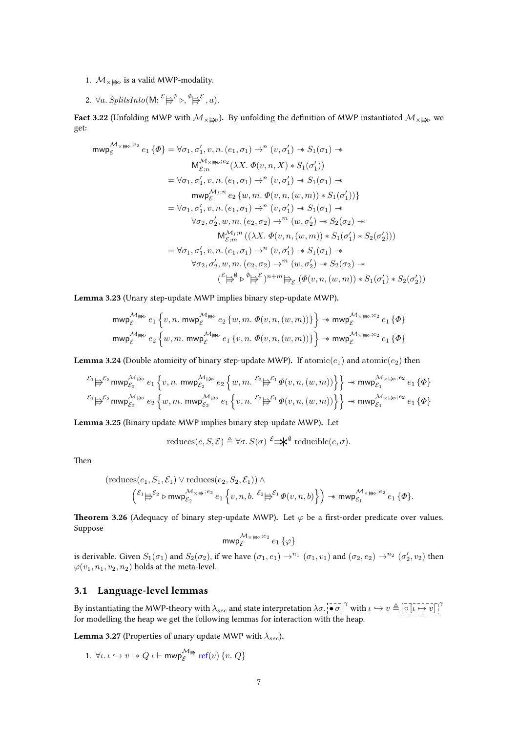1. $\mathcal{M}_{\times \Rrightarrow\!\triangleright}$ is a valid MWP-modality.

2. $\forall a.\ \textit{SplitsInto}(\mathsf{M};\ {}^{\mathcal{E}}\!\Rrightarrow^{\emptyset} \triangleright, {}^{\emptyset}\!\Rrightarrow^{\mathcal{E}}, a)$.

**Fact 3.22** (Unfolding MWP with $\mathcal{M}_{\times \Rrightarrow\!\triangleright}$)**.** By unfolding the definition of MWP instantiated $\mathcal{M}_{\times \Rrightarrow\!\triangleright}$ we get:

$$
\begin{aligned}
\mathsf{mwp}_{\mathcal{E}}^{\mathcal{M}_{\times \Rrightarrow\triangleright};e_2}\ e_1\ \{\Phi\} &= \forall \sigma_1, \sigma_1', v, n.\ (e_1, \sigma_1) \to^n (v, \sigma_1') \twoheadrightarrow S_1(\sigma_1) \twoheadrightarrow \\
&\qquad \mathsf{M}_{\mathcal{E};n}^{\mathcal{M}_{\times \Rrightarrow\triangleright};e_2}(\lambda X.\ \Phi(v, n, X) * S_1(\sigma_1')) \\
&= \forall \sigma_1, \sigma_1', v, n.\ (e_1, \sigma_1) \to^n (v, \sigma_1') \twoheadrightarrow S_1(\sigma_1) \twoheadrightarrow \\
&\qquad \mathsf{mwp}_{\mathcal{E}}^{\mathcal{M}_I;n}\ e_2\ \{w, m.\ \Phi(v, n, (w, m)) * S_1(\sigma_1')\} \\
&= \forall \sigma_1, \sigma_1', v, n.\ (e_1, \sigma_1) \to^n (v, \sigma_1') \twoheadrightarrow S_1(\sigma_1) \twoheadrightarrow \\
&\qquad \forall \sigma_2, \sigma_2', w, m.\ (e_2, \sigma_2) \to^m (w, \sigma_2') \twoheadrightarrow S_2(\sigma_2) \twoheadrightarrow \\
&\qquad\qquad \mathsf{M}_{\mathcal{E};m}^{\mathcal{M}_I;n}((\lambda X.\ \Phi(v, n, (w, m)) * S_1(\sigma_1') * S_2(\sigma_2'))) \\
&= \forall \sigma_1, \sigma_1', v, n.\ (e_1, \sigma_1) \to^n (v, \sigma_1') \twoheadrightarrow S_1(\sigma_1) \twoheadrightarrow \\
&\qquad \forall \sigma_2, \sigma_2', w, m.\ (e_2, \sigma_2) \to^m (w, \sigma_2') \twoheadrightarrow S_2(\sigma_2) \twoheadrightarrow \\
&\qquad\qquad ({}^{\mathcal{E}}\!\Rrightarrow^{\emptyset} \triangleright {}^{\emptyset}\!\Rrightarrow^{\mathcal{E}})^{n+m} \Rrightarrow_{\mathcal{E}} (\Phi(v, n, (w, m)) * S_1(\sigma_1') * S_2(\sigma_2'))
\end{aligned}
$$

**Lemma 3.23** (Unary step-update MWP implies binary step-update MWP)**.**

$$
\begin{aligned}
\mathsf{mwp}_{\mathcal{E}}^{\mathcal{M}_{\Rrightarrow\triangleright}}\ e_1\ \left\{v, n.\ \mathsf{mwp}_{\mathcal{E}}^{\mathcal{M}_{\Rrightarrow\triangleright}}\ e_2\ \{w, m.\ \Phi(v, n, (w, m))\}\right\} \twoheadrightarrow \mathsf{mwp}_{\mathcal{E}}^{\mathcal{M}_{\times \Rrightarrow\triangleright};e_2}\ e_1\ \{\Phi\} \\
\mathsf{mwp}_{\mathcal{E}}^{\mathcal{M}_{\Rrightarrow\triangleright}}\ e_2\ \left\{w, m.\ \mathsf{mwp}_{\mathcal{E}}^{\mathcal{M}_{\Rrightarrow\triangleright}}\ e_1\ \{v, n.\ \Phi(v, n, (w, m))\}\right\} \twoheadrightarrow \mathsf{mwp}_{\mathcal{E}}^{\mathcal{M}_{\times \Rrightarrow\triangleright};e_2}\ e_1\ \{\Phi\}
\end{aligned}
$$

**Lemma 3.24** (Double atomicity of binary step-update MWP)**.** If $\text{atomic}(e_1)$ and $\text{atomic}(e_2)$ then

$$
\begin{aligned}
{}^{\mathcal{E}_1}\!\Rrightarrow^{\mathcal{E}_2} \mathsf{mwp}_{\mathcal{E}_2}^{\mathcal{M}_{\Rrightarrow\triangleright}}\ e_1\ \left\{v, n.\ \mathsf{mwp}_{\mathcal{E}_2}^{\mathcal{M}_{\Rrightarrow\triangleright}}\ e_2\ \left\{w, m.\ {}^{\mathcal{E}_2}\!\Rrightarrow^{\mathcal{E}_1} \Phi(v, n, (w, m))\right\}\right\} \twoheadrightarrow \mathsf{mwp}_{\mathcal{E}_1}^{\mathcal{M}_{\times \Rrightarrow\triangleright};e_2}\ e_1\ \{\Phi\} \\
{}^{\mathcal{E}_1}\!\Rrightarrow^{\mathcal{E}_2} \mathsf{mwp}_{\mathcal{E}_2}^{\mathcal{M}_{\Rrightarrow\triangleright}}\ e_2\ \left\{w, m.\ \mathsf{mwp}_{\mathcal{E}_2}^{\mathcal{M}_{\Rrightarrow\triangleright}}\ e_1\ \left\{v, n.\ {}^{\mathcal{E}_2}\!\Rrightarrow^{\mathcal{E}_1} \Phi(v, n, (w, m))\right\}\right\} \twoheadrightarrow \mathsf{mwp}_{\mathcal{E}_1}^{\mathcal{M}_{\times \Rrightarrow\triangleright};e_2}\ e_1\ \{\Phi\}
\end{aligned}
$$

**Lemma 3.25** (Binary update MWP implies binary step-update MWP)**.** Let

$$
\text{reduces}(e, S, \mathcal{E}) \triangleq \forall \sigma.\ S(\sigma)\ {}^{\mathcal{E}}\!\Rrightarrow\!\!*^{\emptyset}\ \text{reducible}(e, \sigma).
$$

Then

$$
\begin{aligned}
&(\text{reduces}(e_1, S_1, \mathcal{E}_1) \vee \text{reduces}(e_2, S_2, \mathcal{E}_1)) \wedge \\
&\quad \left({}^{\mathcal{E}_1}\!\Rrightarrow^{\mathcal{E}_2} \triangleright \mathsf{mwp}_{\mathcal{E}_2}^{\mathcal{M}_{\times \Rrightarrow};e_2}\ e_1\ \left\{v, n, b.\ {}^{\mathcal{E}_2}\!\Rrightarrow^{\mathcal{E}_1} \Phi(v, n, b)\right\}\right) \twoheadrightarrow \mathsf{mwp}_{\mathcal{E}_1}^{\mathcal{M}_{\times \Rrightarrow\triangleright};e_2}\ e_1\ \{\Phi\}.
\end{aligned}
$$

**Theorem 3.26** (Adequacy of binary step-update MWP)**.** Let $\varphi$ be a first-order predicate over values. Suppose

$$
\mathsf{mwp}_{\mathcal{E}}^{\mathcal{M}_{\times \Rrightarrow\triangleright};e_2}\ e_1\ \{\varphi\}
$$

is derivable. Given $S_1(\sigma_1)$ and $S_2(\sigma_2)$, if we have $(\sigma_1, e_1) \to^{n_1} (\sigma_1, v_1)$ and $(\sigma_2, e_2) \to^{n_2} (\sigma_2', v_2)$ then $\varphi(v_1, n_1, v_2, n_2)$ holds at the meta-level.

## 3.1 Language-level lemmas

By instantiating the MWP-theory with $\lambda_{sec}$ and state interpretation $\lambda\sigma.\ \boxed{\bullet\ \sigma}^{\gamma}$ with $\iota \hookrightarrow v \triangleq \boxed{\circ\ [\iota \mapsto v]}^{\gamma}$ for modelling the heap we get the following lemmas for interaction with the heap.

**Lemma 3.27** (Properties of unary update MWP with $\lambda_{sec}$)**.**

1. $\forall \iota.\ \iota \hookrightarrow v \twoheadrightarrow Q\ \iota \vdash \mathsf{mwp}_{\mathcal{E}}^{\mathcal{M}_{\Rrightarrow}}\ \mathsf{ref}(v)\ \{v.\ Q\}$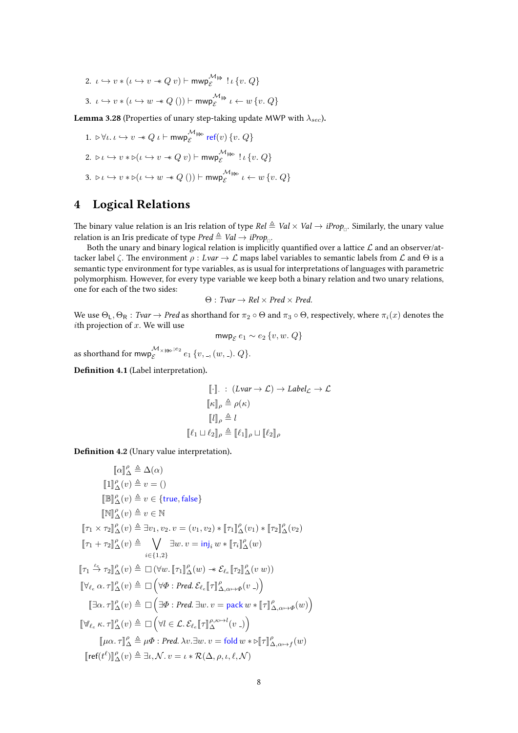2. $\iota \hookrightarrow v * (\iota \hookrightarrow v \twoheadrightarrow Q\ v) \vdash \mathsf{mwp}_{\mathcal{E}}^{\mathcal{M} \Rrightarrow}\ !\,\iota\ \{v.\ Q\}$

3. $\iota \hookrightarrow v * (\iota \hookrightarrow w \twoheadrightarrow Q\ ()) \vdash \mathsf{mwp}_{\mathcal{E}}^{\mathcal{M} \Rrightarrow}\ \iota \leftarrow w\ \{v.\ Q\}$

**Lemma 3.28** (Properties of unary step-taking update MWP with $\lambda_{sec}$)**.**

1. $\triangleright \forall \iota.\, \iota \hookrightarrow v \twoheadrightarrow Q\ \iota \vdash \mathsf{mwp}_{\mathcal{E}}^{\mathcal{M} \Rrightarrow\!\triangleright}\ \mathsf{ref}(v)\ \{v.\ Q\}$

2. $\triangleright \iota \hookrightarrow v * \triangleright(\iota \hookrightarrow v \twoheadrightarrow Q\ v) \vdash \mathsf{mwp}_{\mathcal{E}}^{\mathcal{M} \Rrightarrow\!\triangleright}\ !\,\iota\ \{v.\ Q\}$

3. $\triangleright \iota \hookrightarrow v * \triangleright(\iota \hookrightarrow w \twoheadrightarrow Q\ ()) \vdash \mathsf{mwp}_{\mathcal{E}}^{\mathcal{M} \Rrightarrow\!\triangleright}\ \iota \leftarrow w\ \{v.\ Q\}$

# 4 Logical Relations

The binary value relation is an Iris relation of type $Rel \triangleq Val \times Val \to iProp_{\Box}$. Similarly, the unary value relation is an Iris predicate of type $Pred \triangleq Val \to iProp_{\Box}$.

Both the unary and binary logical relation is implicitly quantified over a lattice $\mathcal{L}$ and an observer/attacker label $\zeta$. The environment $\rho : Lvar \to \mathcal{L}$ maps label variables to semantic labels from $\mathcal{L}$ and $\Theta$ is a semantic type environment for type variables, as is usual for interpretations of languages with parametric polymorphism. However, for every type variable we keep both a binary relation and two unary relations, one for each of the two sides:

$$\Theta : Tvar \to Rel \times Pred \times Pred.$$

We use $\Theta_{\mathsf{L}}, \Theta_{\mathsf{R}} : Tvar \to Pred$ as shorthand for $\pi_2 \circ \Theta$ and $\pi_3 \circ \Theta$, respectively, where $\pi_i(x)$ denotes the $i$th projection of $x$. We will use

$$\mathsf{mwp}_{\mathcal{E}}\ e_1 \sim e_2\ \{v, w.\ Q\}$$

as shorthand for $\mathsf{mwp}_{\mathcal{E}}^{\mathcal{M}_{\times} \Rrightarrow\!\triangleright ; e_2}\ e_1\ \{v, \_, (w, \_).\ Q\}$.

**Definition 4.1** (Label interpretation)**.**

$$
\begin{aligned}
[\![\cdot]\!]_{\cdot} &: (Lvar \to \mathcal{L}) \to Label_{\mathcal{L}} \to \mathcal{L} \\
[\![\kappa]\!]_{\rho} &\triangleq \rho(\kappa) \\
[\![l]\!]_{\rho} &\triangleq l \\
[\![\ell_1 \sqcup \ell_2]\!]_{\rho} &\triangleq [\![\ell_1]\!]_{\rho} \sqcup [\![\ell_2]\!]_{\rho}
\end{aligned}
$$

**Definition 4.2** (Unary value interpretation)**.**

$$
\begin{aligned}
[\![\alpha]\!]_{\Delta}^{\rho} &\triangleq \Delta(\alpha) \\
[\![1]\!]_{\Delta}^{\rho}(v) &\triangleq v = () \\
[\![\mathbb{B}]\!]_{\Delta}^{\rho}(v) &\triangleq v \in \{\mathsf{true}, \mathsf{false}\} \\
[\![\mathbb{N}]\!]_{\Delta}^{\rho}(v) &\triangleq v \in \mathbb{N} \\
[\![\tau_1 \times \tau_2]\!]_{\Delta}^{\rho}(v) &\triangleq \exists v_1, v_2.\, v = (v_1, v_2) * [\![\tau_1]\!]_{\Delta}^{\rho}(v_1) * [\![\tau_2]\!]_{\Delta}^{\rho}(v_2) \\
[\![\tau_1 + \tau_2]\!]_{\Delta}^{\rho}(v) &\triangleq \bigvee_{i \in \{1,2\}} \exists w.\, v = \mathsf{inj}_i\, w * [\![\tau_i]\!]_{\Delta}^{\rho}(w) \\
[\![\tau_1 \xrightarrow{\ell_e} \tau_2]\!]_{\Delta}^{\rho}(v) &\triangleq \Box\left(\forall w.\, [\![\tau_1]\!]_{\Delta}^{\rho}(w) \twoheadrightarrow \mathcal{E}_{\ell_e} [\![\tau_2]\!]_{\Delta}^{\rho}(v\ w)\right) \\
[\![\forall_{\ell_e}\, \alpha.\, \tau]\!]_{\Delta}^{\rho}(v) &\triangleq \Box\left(\forall \Phi : Pred.\, \mathcal{E}_{\ell_e} [\![\tau]\!]_{\Delta, \alpha \mapsto \Phi}^{\rho}(v\ \_)\right) \\
[\![\exists \alpha.\, \tau]\!]_{\Delta}^{\rho}(v) &\triangleq \Box\left(\exists \Phi : Pred.\, \exists w.\, v = \mathsf{pack}\, w * [\![\tau]\!]_{\Delta, \alpha \mapsto \Phi}^{\rho}(w)\right) \\
[\![\forall_{\ell_e}\, \kappa.\, \tau]\!]_{\Delta}^{\rho}(v) &\triangleq \Box\left(\forall l \in \mathcal{L}.\, \mathcal{E}_{\ell_e} [\![\tau]\!]_{\Delta}^{\rho, \kappa \mapsto l}(v\ \_)\right) \\
[\![\mu \alpha.\, \tau]\!]_{\Delta}^{\rho} &\triangleq \mu \Phi : Pred.\, \lambda v. \exists w.\, v = \mathsf{fold}\, w * \triangleright [\![\tau]\!]_{\Delta, \alpha \mapsto f}^{\rho}(w) \\
[\![\mathsf{ref}(t^{\ell})]\!]_{\Delta}^{\rho}(v) &\triangleq \exists \iota, \mathcal{N}.\, v = \iota * \mathcal{R}(\Delta, \rho, \iota, \ell, \mathcal{N})
\end{aligned}
$$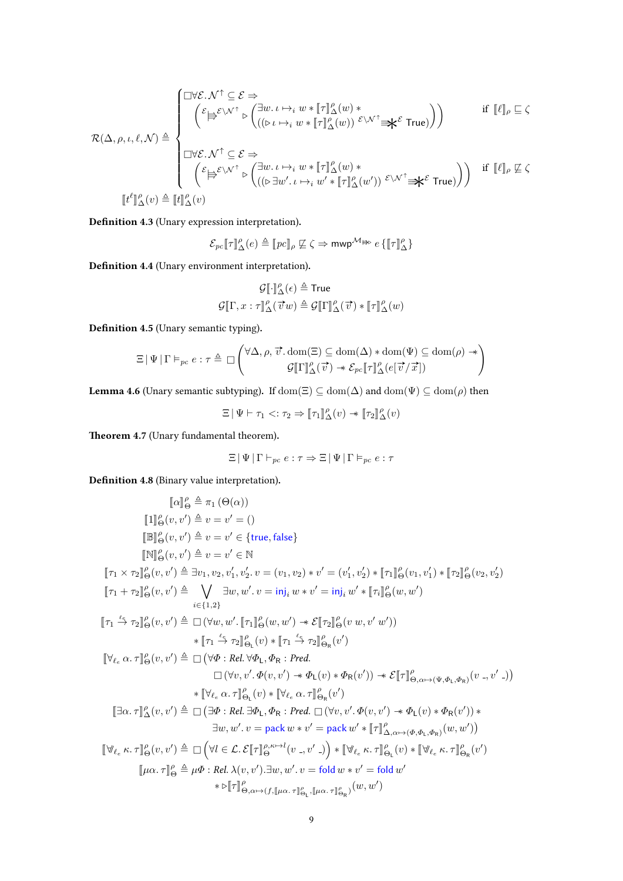$$
\mathcal{R}(\Delta, \rho, \iota, \ell, \mathcal{N}) \triangleq \begin{cases} \Box \forall \mathcal{E}. \mathcal{N}^{\uparrow} \subseteq \mathcal{E} \Rightarrow \\ \quad \left( {}^{\mathcal{E}}\!\!\Rrightarrow^{\mathcal{E}\setminus\mathcal{N}^{\uparrow}} \triangleright \begin{pmatrix} \exists w.\, \iota \mapsto_i w * [\![\tau]\!]^{\rho}_{\Delta}(w) * \\ ((\triangleright \iota \mapsto_i w * [\![\tau]\!]^{\rho}_{\Delta}(w)) \; {}^{\mathcal{E}\setminus\mathcal{N}^{\uparrow}}\!\!\Rrightarrow\!\!\!\!* ^{\mathcal{E}} \; \mathsf{True}) \end{pmatrix} \right) & \text{if } [\![\ell]\!]_{\rho} \sqsubseteq \zeta \\ \Box \forall \mathcal{E}. \mathcal{N}^{\uparrow} \subseteq \mathcal{E} \Rightarrow \\ \quad \left( {}^{\mathcal{E}}\!\!\Rrightarrow^{\mathcal{E}\setminus\mathcal{N}^{\uparrow}} \triangleright \begin{pmatrix} \exists w.\, \iota \mapsto_i w * [\![\tau]\!]^{\rho}_{\Delta}(w) * \\ ((\triangleright \exists w'.\, \iota \mapsto_i w' * [\![\tau]\!]^{\rho}_{\Delta}(w')) \; {}^{\mathcal{E}\setminus\mathcal{N}^{\uparrow}}\!\!\Rrightarrow\!\!\!\!* ^{\mathcal{E}} \; \mathsf{True}) \end{pmatrix} \right) & \text{if } [\![\ell]\!]_{\rho} \not\sqsubseteq \zeta \end{cases}
$$

$$
[\![t^{\ell}]\!]^{\rho}_{\Delta}(v) \triangleq [\![t]\!]^{\rho}_{\Delta}(v)
$$

**Definition 4.3** (Unary expression interpretation).

$$
\mathcal{E}_{pc}[\![\tau]\!]^{\rho}_{\Delta}(e) \triangleq [\![pc]\!]_{\rho} \not\sqsubseteq \zeta \Rightarrow \mathsf{mwp}^{\mathcal{M} \Rrightarrow}\, e \, \{[\![\tau]\!]^{\rho}_{\Delta}\}
$$

**Definition 4.4** (Unary environment interpretation).

$$
\mathcal{G}[\![\cdot]\!]^{\rho}_{\Delta}(\epsilon) \triangleq \mathsf{True}
$$

$$
\mathcal{G}[\![\Gamma, x : \tau]\!]^{\rho}_{\Delta}(\vec{v}w) \triangleq \mathcal{G}[\![\Gamma]\!]^{\rho}_{\Delta}(\vec{v}) * [\![\tau]\!]^{\rho}_{\Delta}(w)
$$

**Definition 4.5** (Unary semantic typing).

$$
\Xi \mid \Psi \mid \Gamma \vDash_{pc} e : \tau \triangleq \Box \begin{pmatrix} \forall \Delta, \rho, \vec{v}.\, \mathrm{dom}(\Xi) \subseteq \mathrm{dom}(\Delta) * \mathrm{dom}(\Psi) \subseteq \mathrm{dom}(\rho) \mathrel{-\!\!*} \\ \mathcal{G}[\![\Gamma]\!]^{\rho}_{\Delta}(\vec{v}) \mathrel{-\!\!*} \mathcal{E}_{pc}[\![\tau]\!]^{\rho}_{\Delta}(e[\vec{v}/\vec{x}]) \end{pmatrix}
$$

**Lemma 4.6** (Unary semantic subtyping). If $\mathrm{dom}(\Xi) \subseteq \mathrm{dom}(\Delta)$ and $\mathrm{dom}(\Psi) \subseteq \mathrm{dom}(\rho)$ then

$$
\Xi \mid \Psi \vdash \tau_1 <: \tau_2 \Rightarrow [\![\tau_1]\!]^{\rho}_{\Delta}(v) \mathrel{-\!\!*} [\![\tau_2]\!]^{\rho}_{\Delta}(v)
$$

**Theorem 4.7** (Unary fundamental theorem).

$$
\Xi \mid \Psi \mid \Gamma \vdash_{pc} e : \tau \Rightarrow \Xi \mid \Psi \mid \Gamma \vDash_{pc} e : \tau
$$

**Definition 4.8** (Binary value interpretation).

$$
\begin{aligned}
[\![\alpha]\!]^{\rho}_{\Theta} &\triangleq \pi_1\,(\Theta(\alpha)) \\
[\![1]\!]^{\rho}_{\Theta}(v, v') &\triangleq v = v' = () \\
[\![\mathbb{B}]\!]^{\rho}_{\Theta}(v, v') &\triangleq v = v' \in \{\mathsf{true}, \mathsf{false}\} \\
[\![\mathbb{N}]\!]^{\rho}_{\Theta}(v, v') &\triangleq v = v' \in \mathbb{N} \\
[\![\tau_1 \times \tau_2]\!]^{\rho}_{\Theta}(v, v') &\triangleq \exists v_1, v_2, v'_1, v'_2.\, v = (v_1, v_2) * v' = (v'_1, v'_2) * [\![\tau_1]\!]^{\rho}_{\Theta}(v_1, v'_1) * [\![\tau_2]\!]^{\rho}_{\Theta}(v_2, v'_2) \\
[\![\tau_1 + \tau_2]\!]^{\rho}_{\Theta}(v, v') &\triangleq \bigvee_{i \in \{1,2\}} \exists w, w'.\, v = \mathsf{inj}_i\, w * v' = \mathsf{inj}_i\, w' * [\![\tau_i]\!]^{\rho}_{\Theta}(w, w') \\
[\![\tau_1 \xrightarrow{\ell_e} \tau_2]\!]^{\rho}_{\Theta}(v, v') &\triangleq \Box\,(\forall w, w'.\, [\![\tau_1]\!]^{\rho}_{\Theta}(w, w') \mathrel{-\!\!*} \mathcal{E}[\![\tau_2]\!]^{\rho}_{\Theta}(v\ w, v'\ w')) \\
&\quad * [\![\tau_1 \xrightarrow{\ell_e} \tau_2]\!]^{\rho}_{\Theta_{\mathsf{L}}}(v) * [\![\tau_1 \xrightarrow{\ell_e} \tau_2]\!]^{\rho}_{\Theta_{\mathsf{R}}}(v') \\
[\![\forall_{\ell_e}\, \alpha.\, \tau]\!]^{\rho}_{\Theta}(v, v') &\triangleq \Box\,(\forall \Phi : \mathit{Rel}.\, \forall \Phi_{\mathsf{L}}, \Phi_{\mathsf{R}} : \mathit{Pred}. \\
&\quad \Box\,(\forall v, v'.\, \Phi(v, v') \mathrel{-\!\!*} \Phi_{\mathsf{L}}(v) * \Phi_{\mathsf{R}}(v')) \mathrel{-\!\!*} \mathcal{E}[\![\tau]\!]^{\rho}_{\Theta, \alpha \mapsto (\Psi, \Phi_{\mathsf{L}}, \Phi_{\mathsf{R}})}(v\ \_, v'\ \_)) \\
&\quad * [\![\forall_{\ell_e}\, \alpha.\, \tau]\!]^{\rho}_{\Theta_{\mathsf{L}}}(v) * [\![\forall_{\ell_e}\, \alpha.\, \tau]\!]^{\rho}_{\Theta_{\mathsf{R}}}(v') \\
[\![\exists \alpha.\, \tau]\!]^{\rho}_{\Delta}(v, v') &\triangleq \Box\,(\exists \Phi : \mathit{Rel}.\, \exists \Phi_{\mathsf{L}}, \Phi_{\mathsf{R}} : \mathit{Pred}.\, \Box\,(\forall v, v'.\, \Phi(v, v') \mathrel{-\!\!*} \Phi_{\mathsf{L}}(v) * \Phi_{\mathsf{R}}(v')) * \\
&\quad \exists w, w'.\, v = \mathsf{pack}\, w * v' = \mathsf{pack}\, w' * [\![\tau]\!]^{\rho}_{\Delta, \alpha \mapsto (\Phi, \Phi_{\mathsf{L}}, \Phi_{\mathsf{R}})}(w, w')) \\
[\![\forall_{\ell_e}\, \kappa.\, \tau]\!]^{\rho}_{\Theta}(v, v') &\triangleq \Box\left(\forall l \in \mathcal{L}.\, \mathcal{E}[\![\tau]\!]^{\rho, \kappa \mapsto l}_{\Theta}(v\ \_, v'\ \_)\right) * [\![\forall_{\ell_e}\, \kappa.\, \tau]\!]^{\rho}_{\Theta_{\mathsf{L}}}(v) * [\![\forall_{\ell_e}\, \kappa.\, \tau]\!]^{\rho}_{\Theta_{\mathsf{R}}}(v') \\
[\![\mu\alpha.\, \tau]\!]^{\rho}_{\Theta} &\triangleq \mu \Phi : \mathit{Rel}.\, \lambda(v, v').\exists w, w'.\, v = \mathsf{fold}\, w * v' = \mathsf{fold}\, w' \\
&\quad * \triangleright [\![\tau]\!]^{\rho}_{\Theta, \alpha \mapsto (f, [\![\mu\alpha.\, \tau]\!]^{\rho}_{\Theta_{\mathsf{L}}}, [\![\mu\alpha.\, \tau]\!]^{\rho}_{\Theta_{\mathsf{R}}})}(w, w')
\end{aligned}
$$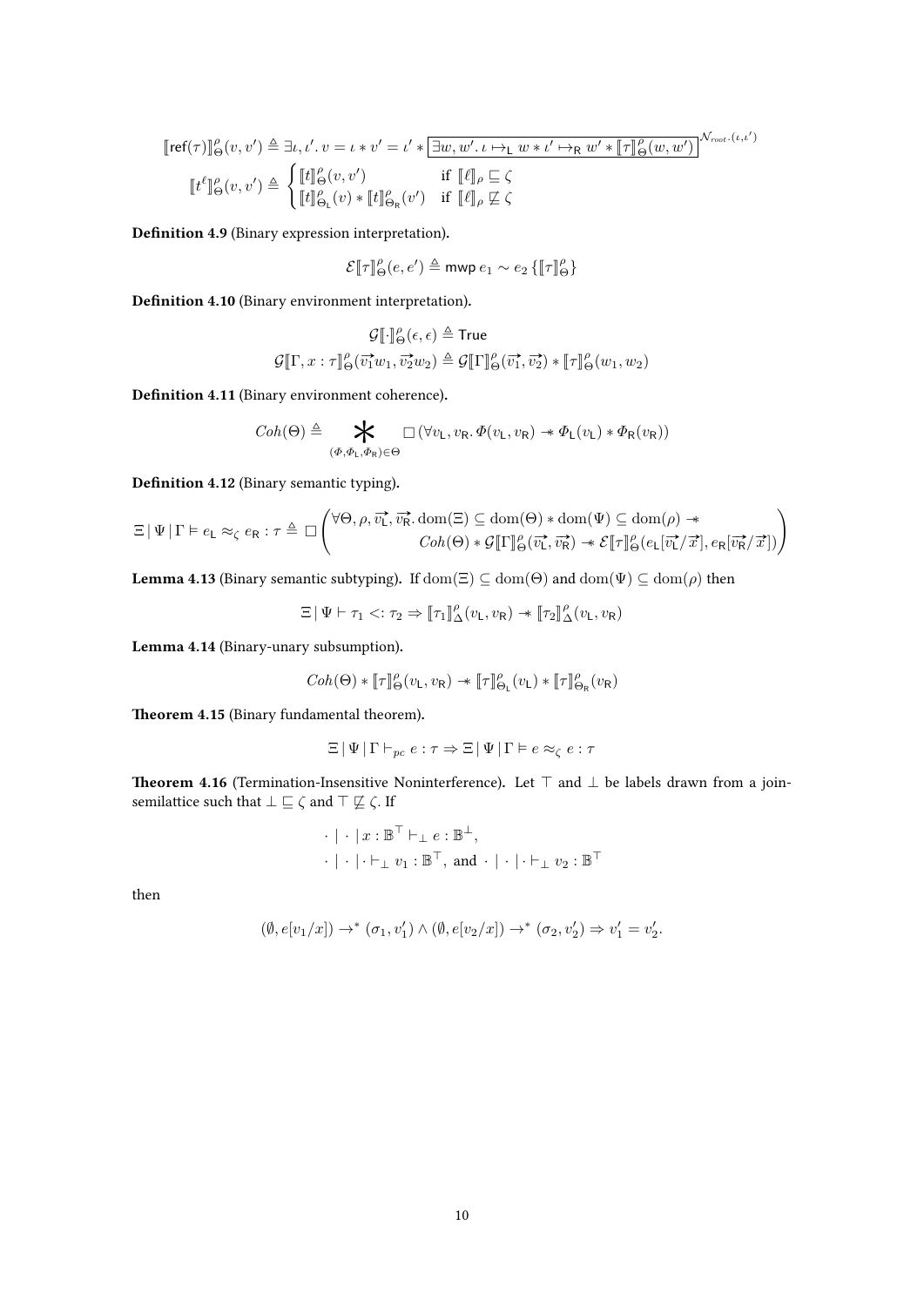$$\llbracket \mathsf{ref}(\tau) \rrbracket^{\rho}_{\Theta}(v, v') \triangleq \exists \iota, \iota'.\, v = \iota * v' = \iota' * \boxed{\exists w, w'.\, \iota \mapsto_{\mathsf{L}} w * \iota' \mapsto_{\mathsf{R}} w' * \llbracket \tau \rrbracket^{\rho}_{\Theta}(w, w')}^{\mathcal{N}_{root}.(\iota, \iota')}$$

$$\llbracket t^{\ell} \rrbracket^{\rho}_{\Theta}(v, v') \triangleq \begin{cases} \llbracket t \rrbracket^{\rho}_{\Theta}(v, v') & \text{if } \llbracket \ell \rrbracket_{\rho} \sqsubseteq \zeta \\ \llbracket t \rrbracket^{\rho}_{\Theta_{\mathsf{L}}}(v) * \llbracket t \rrbracket^{\rho}_{\Theta_{\mathsf{R}}}(v') & \text{if } \llbracket \ell \rrbracket_{\rho} \not\sqsubseteq \zeta \end{cases}$$

**Definition 4.9** (Binary expression interpretation).

$$\mathcal{E}\llbracket \tau \rrbracket^{\rho}_{\Theta}(e, e') \triangleq \mathsf{mwp}\, e_1 \sim e_2 \, \{\llbracket \tau \rrbracket^{\rho}_{\Theta}\}$$

**Definition 4.10** (Binary environment interpretation).

$$\mathcal{G}\llbracket \cdot \rrbracket^{\rho}_{\Theta}(\epsilon, \epsilon) \triangleq \mathsf{True}$$

$$\mathcal{G}\llbracket \Gamma, x : \tau \rrbracket^{\rho}_{\Theta}(\vec{v_1} w_1, \vec{v_2} w_2) \triangleq \mathcal{G}\llbracket \Gamma \rrbracket^{\rho}_{\Theta}(\vec{v_1}, \vec{v_2}) * \llbracket \tau \rrbracket^{\rho}_{\Theta}(w_1, w_2)$$

**Definition 4.11** (Binary environment coherence).

$$Coh(\Theta) \triangleq \mathop{\Large\ast}_{(\Phi, \Phi_{\mathsf{L}}, \Phi_{\mathsf{R}}) \in \Theta} \square \left( \forall v_{\mathsf{L}}, v_{\mathsf{R}}.\, \Phi(v_{\mathsf{L}}, v_{\mathsf{R}}) \twoheadrightarrow \Phi_{\mathsf{L}}(v_{\mathsf{L}}) * \Phi_{\mathsf{R}}(v_{\mathsf{R}}) \right)$$

**Definition 4.12** (Binary semantic typing).

$$\Xi \mid \Psi \mid \Gamma \vDash e_{\mathsf{L}} \approx_{\zeta} e_{\mathsf{R}} : \tau \triangleq \square \begin{pmatrix} \forall \Theta, \rho, \vec{v_{\mathsf{L}}}, \vec{v_{\mathsf{R}}}.\, \mathrm{dom}(\Xi) \subseteq \mathrm{dom}(\Theta) * \mathrm{dom}(\Psi) \subseteq \mathrm{dom}(\rho) \twoheadrightarrow \\ Coh(\Theta) * \mathcal{G}\llbracket \Gamma \rrbracket^{\rho}_{\Theta}(\vec{v_{\mathsf{L}}}, \vec{v_{\mathsf{R}}}) \twoheadrightarrow \mathcal{E}\llbracket \tau \rrbracket^{\rho}_{\Theta}(e_{\mathsf{L}}[\vec{v_{\mathsf{L}}}/\vec{x}], e_{\mathsf{R}}[\vec{v_{\mathsf{R}}}/\vec{x}]) \end{pmatrix}$$

**Lemma 4.13** (Binary semantic subtyping). If $\mathrm{dom}(\Xi) \subseteq \mathrm{dom}(\Theta)$ and $\mathrm{dom}(\Psi) \subseteq \mathrm{dom}(\rho)$ then

$$\Xi \mid \Psi \vdash \tau_1 <: \tau_2 \Rightarrow \llbracket \tau_1 \rrbracket^{\rho}_{\Delta}(v_{\mathsf{L}}, v_{\mathsf{R}}) \twoheadrightarrow \llbracket \tau_2 \rrbracket^{\rho}_{\Delta}(v_{\mathsf{L}}, v_{\mathsf{R}})$$

**Lemma 4.14** (Binary-unary subsumption).

$$Coh(\Theta) * \llbracket \tau \rrbracket^{\rho}_{\Theta}(v_{\mathsf{L}}, v_{\mathsf{R}}) \twoheadrightarrow \llbracket \tau \rrbracket^{\rho}_{\Theta_{\mathsf{L}}}(v_{\mathsf{L}}) * \llbracket \tau \rrbracket^{\rho}_{\Theta_{\mathsf{R}}}(v_{\mathsf{R}})$$

**Theorem 4.15** (Binary fundamental theorem).

$$\Xi \mid \Psi \mid \Gamma \vdash_{pc} e : \tau \Rightarrow \Xi \mid \Psi \mid \Gamma \vDash e \approx_{\zeta} e : \tau$$

**Theorem 4.16** (Termination-Insensitive Noninterference). Let $\top$ and $\bot$ be labels drawn from a join-semilattice such that $\bot \sqsubseteq \zeta$ and $\top \not\sqsubseteq \zeta$. If

$$\cdot \mid \cdot \mid x : \mathbb{B}^{\top} \vdash_{\bot} e : \mathbb{B}^{\bot},$$

$$\cdot \mid \cdot \mid \cdot \vdash_{\bot} v_1 : \mathbb{B}^{\top}, \text{ and } \cdot \mid \cdot \mid \cdot \vdash_{\bot} v_2 : \mathbb{B}^{\top}$$

then

$$(\emptyset, e[v_1/x]) \to^{*} (\sigma_1, v_1') \wedge (\emptyset, e[v_2/x]) \to^{*} (\sigma_2, v_2') \Rightarrow v_1' = v_2'.$$